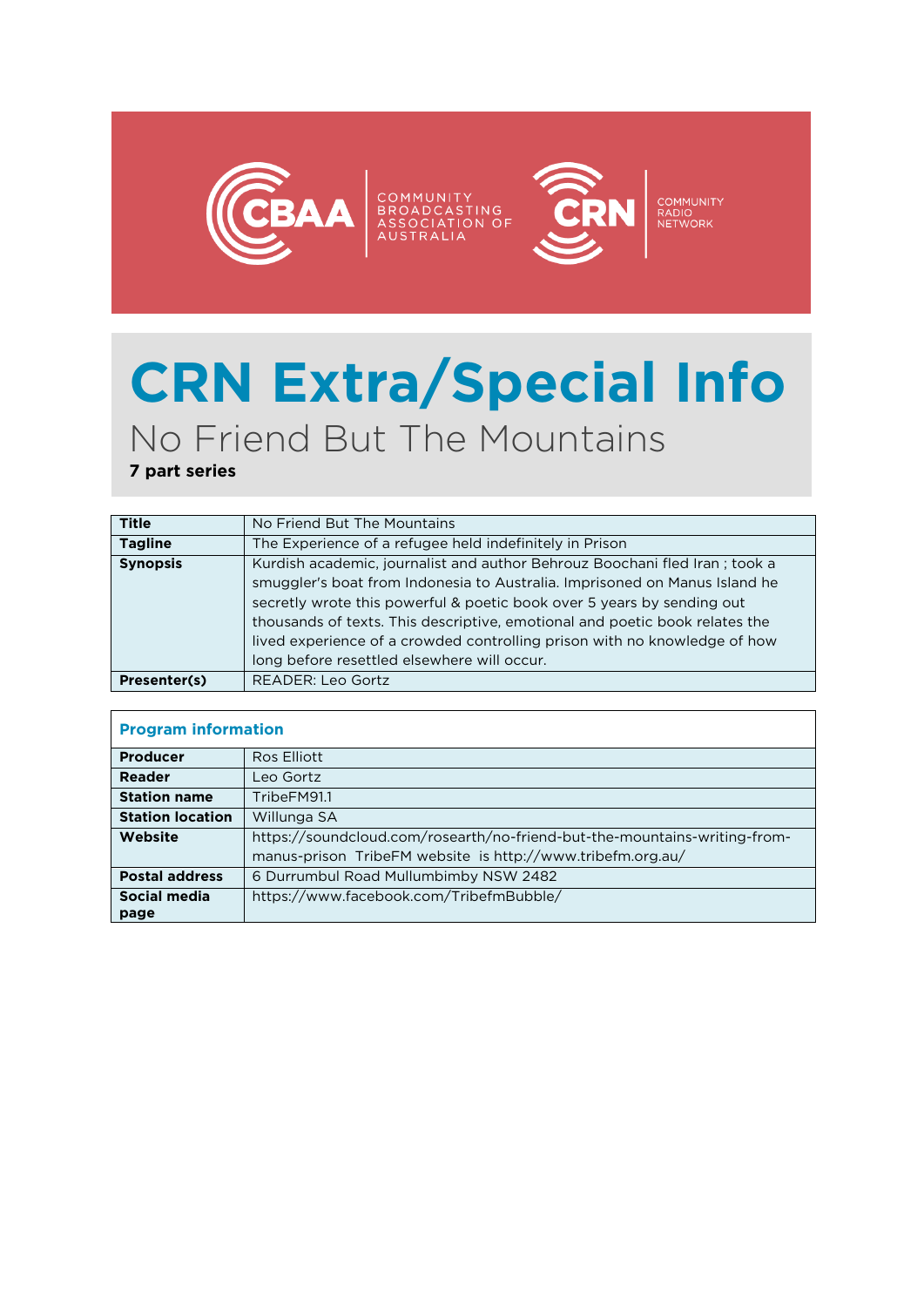COMMUNITY BROADCASTING ASSOCIATION OF AUSTRALIA

COMMUNITY RADIO NETWORK

# CRN Extra/Special Info

## No Friend But The Mountains

**7 part series**

| **Title** | No Friend But The Mountains |
|---|---|
| **Tagline** | The Experience of a refugee held indefinitely in Prison |
| **Synopsis** | Kurdish academic, journalist and author Behrouz Boochani fled Iran ; took a smuggler's boat from Indonesia to Australia. Imprisoned on Manus Island he secretly wrote this powerful & poetic book over 5 years by sending out thousands of texts. This descriptive, emotional and poetic book relates the lived experience of a crowded controlling prison with no knowledge of how long before resettled elsewhere will occur. |
| **Presenter(s)** | READER: Leo Gortz |

| **Program information** | |
|---|---|
| **Producer** | Ros Elliott |
| **Reader** | Leo Gortz |
| **Station name** | TribeFM91.1 |
| **Station location** | Willunga SA |
| **Website** | https://soundcloud.com/rosearth/no-friend-but-the-mountains-writing-from-manus-prison TribeFM website is http://www.tribefm.org.au/ |
| **Postal address** | 6 Durrumbul Road Mullumbimby NSW 2482 |
| **Social media page** | https://www.facebook.com/TribefmBubble/ |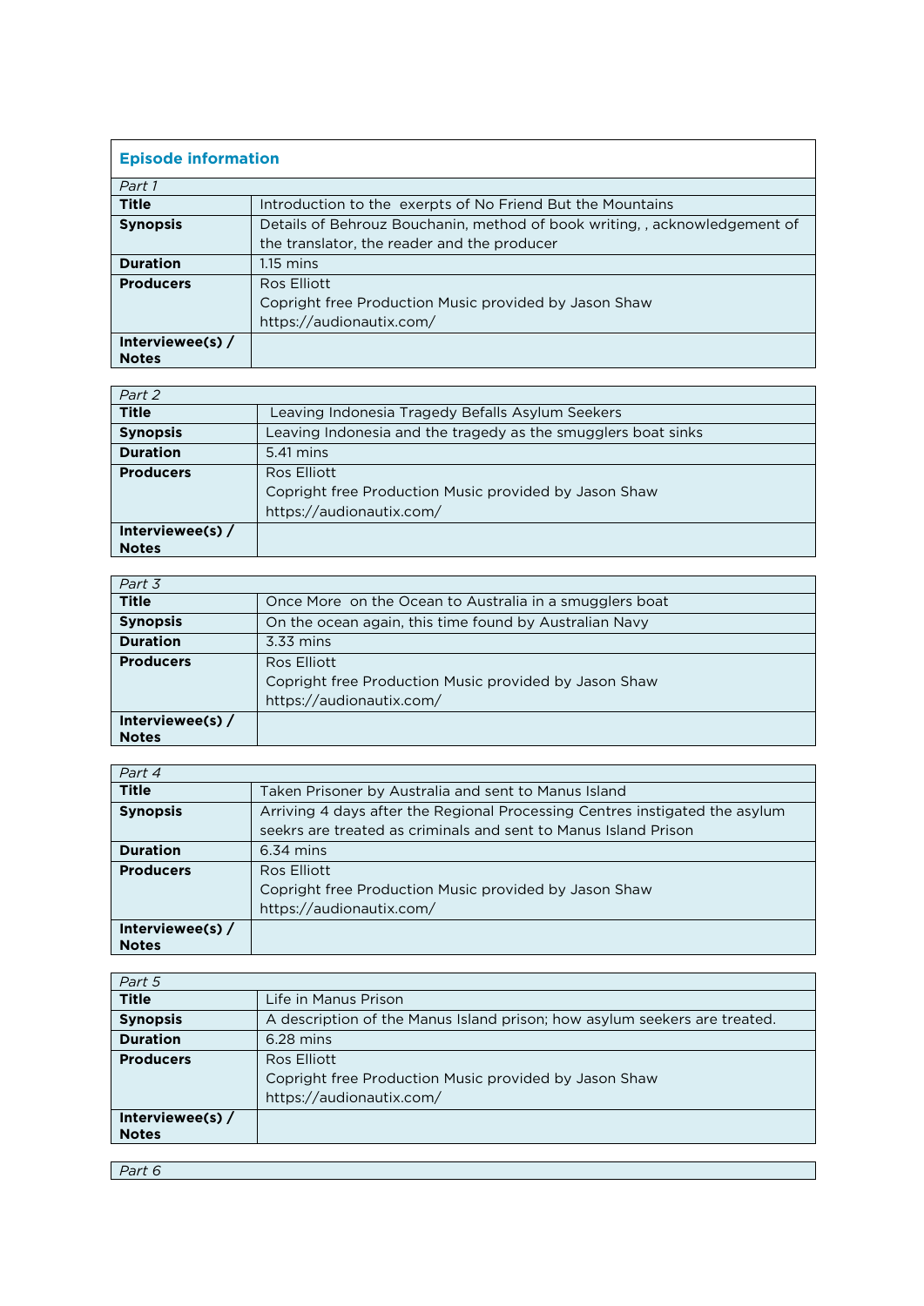## Episode information

| *Part 1* | |
|---|---|
| **Title** | Introduction to the exerpts of No Friend But the Mountains |
| **Synopsis** | Details of Behrouz Bouchanin, method of book writing, , acknowledgement of the translator, the reader and the producer |
| **Duration** | 1.15 mins |
| **Producers** | Ros Elliott<br>Copright free Production Music provided by Jason Shaw<br>https://audionautix.com/ |
| **Interviewee(s) / Notes** | |

| *Part 2* | |
|---|---|
| **Title** | Leaving Indonesia Tragedy Befalls Asylum Seekers |
| **Synopsis** | Leaving Indonesia and the tragedy as the smugglers boat sinks |
| **Duration** | 5.41 mins |
| **Producers** | Ros Elliott<br>Copright free Production Music provided by Jason Shaw<br>https://audionautix.com/ |
| **Interviewee(s) / Notes** | |

| *Part 3* | |
|---|---|
| **Title** | Once More on the Ocean to Australia in a smugglers boat |
| **Synopsis** | On the ocean again, this time found by Australian Navy |
| **Duration** | 3.33 mins |
| **Producers** | Ros Elliott<br>Copright free Production Music provided by Jason Shaw<br>https://audionautix.com/ |
| **Interviewee(s) / Notes** | |

| *Part 4* | |
|---|---|
| **Title** | Taken Prisoner by Australia and sent to Manus Island |
| **Synopsis** | Arriving 4 days after the Regional Processing Centres instigated the asylum seekrs are treated as criminals and sent to Manus Island Prison |
| **Duration** | 6.34 mins |
| **Producers** | Ros Elliott<br>Copright free Production Music provided by Jason Shaw<br>https://audionautix.com/ |
| **Interviewee(s) / Notes** | |

| *Part 5* | |
|---|---|
| **Title** | Life in Manus Prison |
| **Synopsis** | A description of the Manus Island prison; how asylum seekers are treated. |
| **Duration** | 6.28 mins |
| **Producers** | Ros Elliott<br>Copright free Production Music provided by Jason Shaw<br>https://audionautix.com/ |
| **Interviewee(s) / Notes** | |

| *Part 6* |
|---|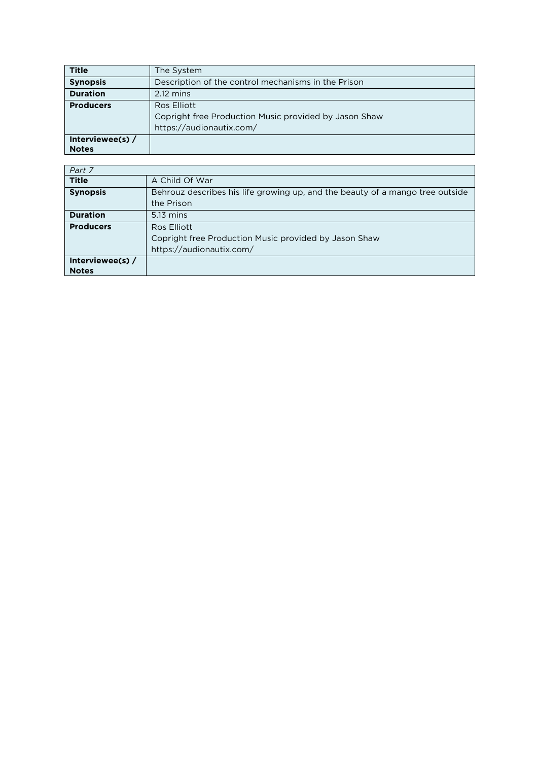| | |
|---|---|
| **Title** | The System |
| **Synopsis** | Description of the control mechanisms in the Prison |
| **Duration** | 2.12 mins |
| **Producers** | Ros Elliott<br>Copright free Production Music provided by Jason Shaw<br>https://audionautix.com/ |
| **Interviewee(s) / Notes** | |

| *Part 7* | |
|---|---|
| **Title** | A Child Of War |
| **Synopsis** | Behrouz describes his life growing up, and the beauty of a mango tree outside the Prison |
| **Duration** | 5.13 mins |
| **Producers** | Ros Elliott<br>Copright free Production Music provided by Jason Shaw<br>https://audionautix.com/ |
| **Interviewee(s) / Notes** | |